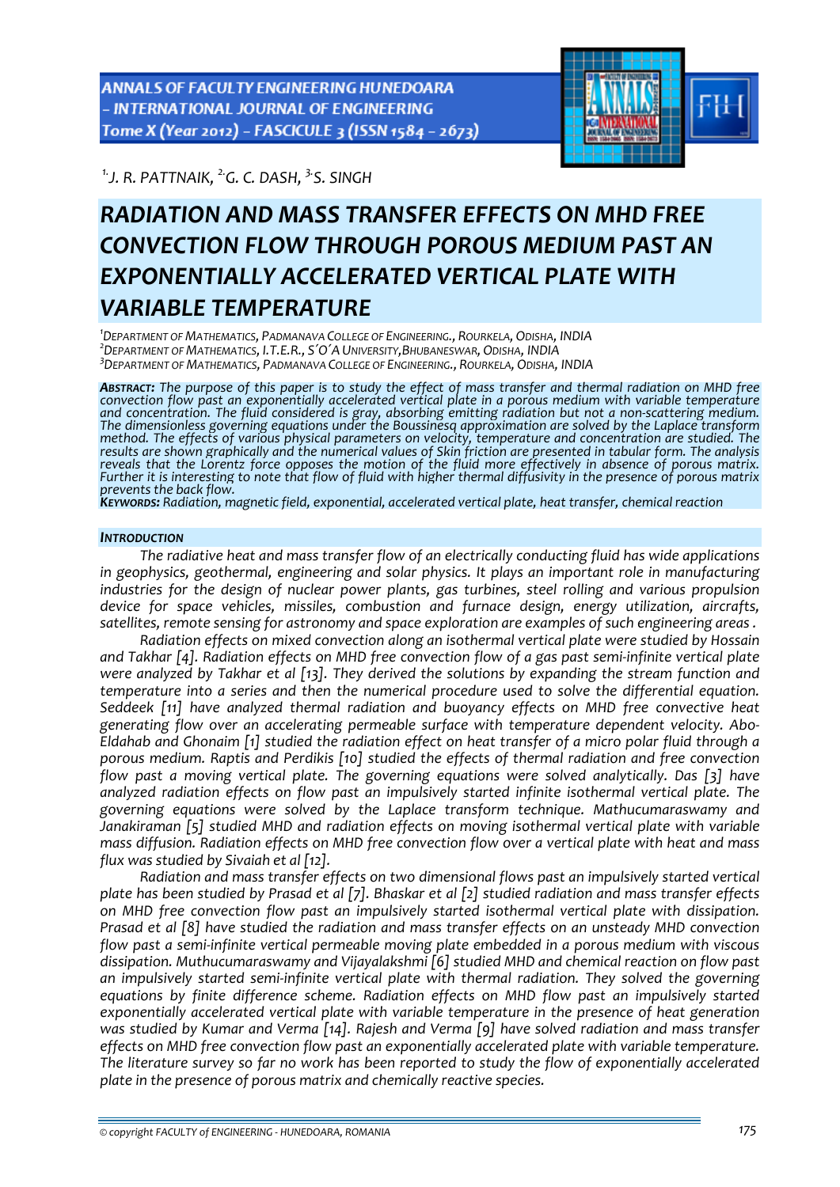[1.] *J. R. PATTNAIK,* [2.] *G. C. DASH,* [3.] *S. SINGH*

# *RADIATION AND MASS TRANSFER EFFECTS ON MHD FREE CONVECTION FLOW THROUGH POROUS MEDIUM PAST AN EXPONENTIALLY ACCELERATED VERTICAL PLATE WITH VARIABLE TEMPERATURE*

[1] *DEPARTMENT OF MATHEMATICS, PADMANAVA COLLEGE OF ENGINEERING., ROURKELA, ODISHA, INDIA*
[2] *DEPARTMENT OF MATHEMATICS, I.T.E.R., S´O´A UNIVERSITY, BHUBANESWAR, ODISHA, INDIA*
[3] *DEPARTMENT OF MATHEMATICS, PADMANAVA COLLEGE OF ENGINEERING., ROURKELA, ODISHA, INDIA*

***ABSTRACT:*** *The purpose of this paper is to study the effect of mass transfer and thermal radiation on MHD free convection flow past an exponentially accelerated vertical plate in a porous medium with variable temperature and concentration. The fluid considered is gray, absorbing emitting radiation but not a non-scattering medium. The dimensionless governing equations under the Boussinesq approximation are solved by the Laplace transform method. The effects of various physical parameters on velocity, temperature and concentration are studied. The results are shown graphically and the numerical values of Skin friction are presented in tabular form. The analysis reveals that the Lorentz force opposes the motion of the fluid more effectively in absence of porous matrix. Further it is interesting to note that flow of fluid with higher thermal diffusivity in the presence of porous matrix prevents the back flow.*

***KEYWORDS:*** *Radiation, magnetic field, exponential, accelerated vertical plate, heat transfer, chemical reaction*

## *INTRODUCTION*

*The radiative heat and mass transfer flow of an electrically conducting fluid has wide applications in geophysics, geothermal, engineering and solar physics. It plays an important role in manufacturing industries for the design of nuclear power plants, gas turbines, steel rolling and various propulsion device for space vehicles, missiles, combustion and furnace design, energy utilization, aircrafts, satellites, remote sensing for astronomy and space exploration are examples of such engineering areas .*

*Radiation effects on mixed convection along an isothermal vertical plate were studied by Hossain and Takhar [4]. Radiation effects on MHD free convection flow of a gas past semi-infinite vertical plate were analyzed by Takhar et al [13]. They derived the solutions by expanding the stream function and temperature into a series and then the numerical procedure used to solve the differential equation. Seddeek [11] have analyzed thermal radiation and buoyancy effects on MHD free convective heat generating flow over an accelerating permeable surface with temperature dependent velocity. Abo-Eldahab and Ghonaim [1] studied the radiation effect on heat transfer of a micro polar fluid through a porous medium. Raptis and Perdikis [10] studied the effects of thermal radiation and free convection flow past a moving vertical plate. The governing equations were solved analytically. Das [3] have analyzed radiation effects on flow past an impulsively started infinite isothermal vertical plate. The governing equations were solved by the Laplace transform technique. Mathucumaraswamy and Janakiraman [5] studied MHD and radiation effects on moving isothermal vertical plate with variable mass diffusion. Radiation effects on MHD free convection flow over a vertical plate with heat and mass flux was studied by Sivaiah et al [12].*

*Radiation and mass transfer effects on two dimensional flows past an impulsively started vertical plate has been studied by Prasad et al [7]. Bhaskar et al [2] studied radiation and mass transfer effects on MHD free convection flow past an impulsively started isothermal vertical plate with dissipation. Prasad et al [8] have studied the radiation and mass transfer effects on an unsteady MHD convection flow past a semi-infinite vertical permeable moving plate embedded in a porous medium with viscous dissipation. Muthucumaraswamy and Vijayalakshmi [6] studied MHD and chemical reaction on flow past an impulsively started semi-infinite vertical plate with thermal radiation. They solved the governing equations by finite difference scheme. Radiation effects on MHD flow past an impulsively started exponentially accelerated vertical plate with variable temperature in the presence of heat generation was studied by Kumar and Verma [14]. Rajesh and Verma [9] have solved radiation and mass transfer effects on MHD free convection flow past an exponentially accelerated plate with variable temperature. The literature survey so far no work has been reported to study the flow of exponentially accelerated plate in the presence of porous matrix and chemically reactive species.*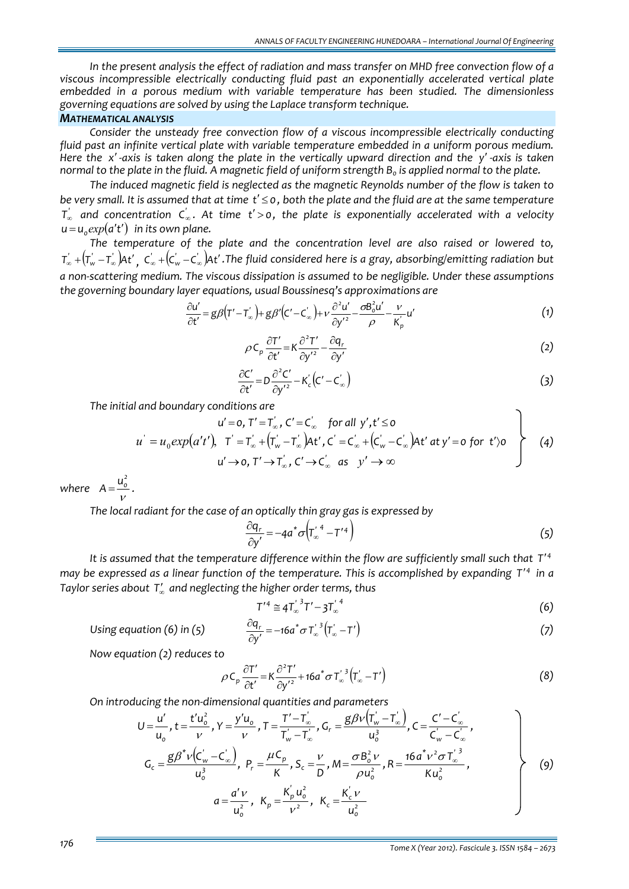In the present analysis the effect of radiation and mass transfer on MHD free convection flow of a viscous incompressible electrically conducting fluid past an exponentially accelerated vertical plate embedded in a porous medium with variable temperature has been studied. The dimensionless governing equations are solved by using the Laplace transform technique.

## MATHEMATICAL ANALYSIS

Consider the unsteady free convection flow of a viscous incompressible electrically conducting fluid past an infinite vertical plate with variable temperature embedded in a uniform porous medium. Here the $x'$-axis is taken along the plate in the vertically upward direction and the $y'$-axis is taken normal to the plate in the fluid. A magnetic field of uniform strength $B_o$ is applied normal to the plate.

The induced magnetic field is neglected as the magnetic Reynolds number of the flow is taken to be very small. It is assumed that at time $t' \leq 0$, both the plate and the fluid are at the same temperature $T'_\infty$ and concentration $C'_\infty$. At time $t' > 0$, the plate is exponentially accelerated with a velocity $u = u_o exp(a't')$ in its own plane.

The temperature of the plate and the concentration level are also raised or lowered to, $T'_\infty + (T'_w - T'_\infty)At'$, $C'_\infty + (C'_w - C'_\infty)At'$. The fluid considered here is a gray, absorbing/emitting radiation but a non-scattering medium. The viscous dissipation is assumed to be negligible. Under these assumptions the governing boundary layer equations, usual Boussinesq's approximations are

$$\frac{\partial u'}{\partial t'} = g\beta(T' - T'_\infty) + g\beta'(C' - C'_\infty) + \nu\frac{\partial^2 u'}{\partial y'^2} - \frac{\sigma B_o^2 u'}{\rho} - \frac{\nu}{K'_p}u' \tag{1}$$

$$\rho C_p \frac{\partial T'}{\partial t'} = K\frac{\partial^2 T'}{\partial y'^2} - \frac{\partial q_r}{\partial y'} \tag{2}$$

$$\frac{\partial C'}{\partial t'} = D\frac{\partial^2 C'}{\partial y'^2} - K'_c(C' - C'_\infty) \tag{3}$$

The initial and boundary conditions are

$$\left.\begin{aligned}
&u' = 0,\ T' = T'_\infty,\ C' = C'_\infty \quad \text{for all } y', t' \leq 0\\
&u' = u_0 exp(a't'),\ T' = T'_\infty + (T'_w - T'_\infty)At',\ C' = C'_\infty + (C'_w - C'_\infty)At' \text{ at } y' = 0 \text{ for } t' > 0\\
&u' \to 0,\ T' \to T'_\infty,\ C' \to C'_\infty \quad \text{as} \quad y' \to \infty
\end{aligned}\right\} \tag{4}$$

where $A = \dfrac{u_o^2}{\nu}$.

The local radiant for the case of an optically thin gray gas is expressed by

$$\frac{\partial q_r}{\partial y'} = -4a^*\sigma\left(T'^4_\infty - T'^4\right) \tag{5}$$

It is assumed that the temperature difference within the flow are sufficiently small such that $T'^4$ may be expressed as a linear function of the temperature. This is accomplished by expanding $T'^4$ in a Taylor series about $T'_\infty$ and neglecting the higher order terms, thus

$$T'^4 \cong 4T'^3_\infty T' - 3T'^4_\infty \tag{6}$$

Using equation (6) in (5)
$$\frac{\partial q_r}{\partial y'} = -16a^*\sigma T'^3_\infty(T'_\infty - T') \tag{7}$$

Now equation (2) reduces to

$$\rho C_p \frac{\partial T'}{\partial t'} = K\frac{\partial^2 T'}{\partial y'^2} + 16a^*\sigma T'^3_\infty(T'_\infty - T') \tag{8}$$

On introducing the non-dimensional quantities and parameters

$$\left.\begin{aligned}
&U = \frac{u'}{u_o},\ t = \frac{t' u_o^2}{\nu},\ Y = \frac{y' u_o}{\nu},\ T = \frac{T' - T'_\infty}{T'_w - T'_\infty},\ G_r = \frac{g\beta\nu(T'_w - T'_\infty)}{u_o^3},\ C = \frac{C' - C'_\infty}{C'_w - C'_\infty},\\
&G_c = \frac{g\beta^*\nu(C'_w - C'_\infty)}{u_o^3},\ P_r = \frac{\mu C_p}{K},\ S_c = \frac{\nu}{D},\ M = \frac{\sigma B_o^2\nu}{\rho u_o^2},\ R = \frac{16a^*\nu^2\sigma T'^3_\infty}{K u_o^2},\\
&a = \frac{a'\nu}{u_o^2},\ K_p = \frac{K'_p u_o^2}{\nu^2},\ K_c = \frac{K'_c \nu}{u_o^2}
\end{aligned}\right\} \tag{9}$$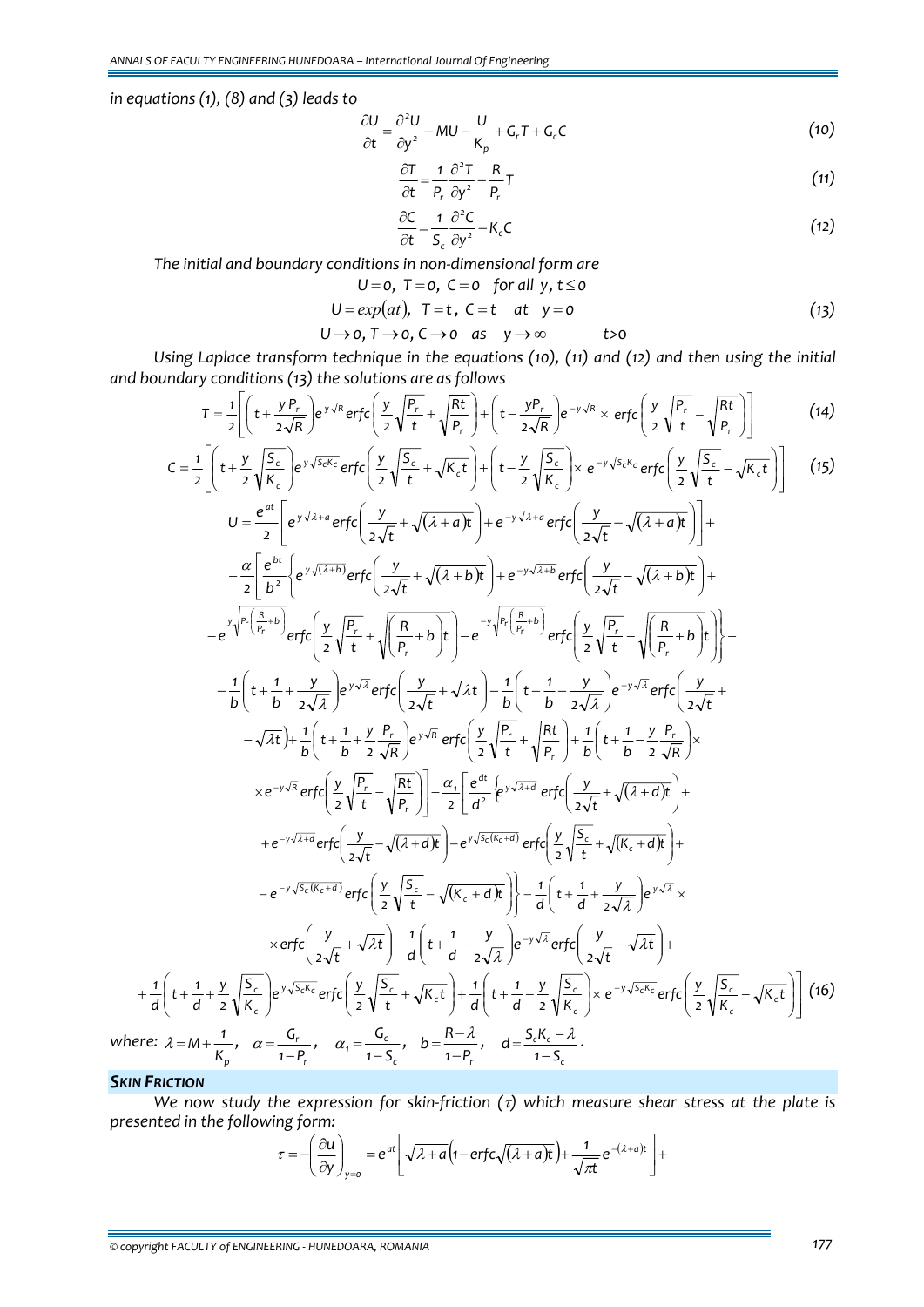*in equations (1), (8) and (3) leads to*

$$\frac{\partial U}{\partial t}=\frac{\partial^2 U}{\partial y^2}-MU-\frac{U}{K_p}+G_rT+G_cC \tag{10}$$

$$\frac{\partial T}{\partial t}=\frac{1}{P_r}\frac{\partial^2 T}{\partial y^2}-\frac{R}{P_r}T \tag{11}$$

$$\frac{\partial C}{\partial t}=\frac{1}{S_c}\frac{\partial^2 C}{\partial y^2}-K_cC \tag{12}$$

*The initial and boundary conditions in non-dimensional form are*

$$\begin{aligned} &U=0,\ T=0,\ C=0 \quad \text{for all } y,\ t\le 0\\ &U=exp(at),\ \ T=t,\ C=t \quad at \quad y=0\\ &U\to 0,\ T\to 0,\ C\to 0 \quad as \quad y\to\infty \qquad t>0 \end{aligned} \tag{13}$$

*Using Laplace transform technique in the equations (10), (11) and (12) and then using the initial and boundary conditions (13) the solutions are as follows*

$$T=\frac{1}{2}\left[\left(t+\frac{yP_r}{2\sqrt{R}}\right)e^{y\sqrt{R}}erfc\left(\frac{y}{2}\sqrt{\frac{P_r}{t}}+\sqrt{\frac{Rt}{P_r}}\right)+\left(t-\frac{yP_r}{2\sqrt{R}}\right)e^{-y\sqrt{R}}\times erfc\left(\frac{y}{2}\sqrt{\frac{P_r}{t}}-\sqrt{\frac{Rt}{P_r}}\right)\right] \tag{14}$$

$$C=\frac{1}{2}\left[\left(t+\frac{y}{2}\sqrt{\frac{S_c}{K_c}}\right)e^{y\sqrt{S_cK_c}}erfc\left(\frac{y}{2}\sqrt{\frac{S_c}{t}}+\sqrt{K_ct}\right)+\left(t-\frac{y}{2}\sqrt{\frac{S_c}{K_c}}\right)\times e^{-y\sqrt{S_cK_c}}erfc\left(\frac{y}{2}\sqrt{\frac{S_c}{t}}-\sqrt{K_ct}\right)\right] \tag{15}$$

$$\begin{aligned}
U=&\frac{e^{at}}{2}\left[e^{y\sqrt{\lambda+a}}erfc\left(\frac{y}{2\sqrt{t}}+\sqrt{(\lambda+a)t}\right)+e^{-y\sqrt{\lambda+a}}erfc\left(\frac{y}{2\sqrt{t}}-\sqrt{(\lambda+a)t}\right)\right]+\\
&-\frac{\alpha}{2}\left[\frac{e^{bt}}{b^2}\left\{e^{y\sqrt{(\lambda+b)}}erfc\left(\frac{y}{2\sqrt{t}}+\sqrt{(\lambda+b)t}\right)+e^{-y\sqrt{\lambda+b}}erfc\left(\frac{y}{2\sqrt{t}}-\sqrt{(\lambda+b)t}\right)+\right.\right.\\
&\left.-e^{y\sqrt{P_r\left(\frac{R}{P_r}+b\right)}}erfc\left(\frac{y}{2}\sqrt{\frac{P_r}{t}}+\sqrt{\left(\frac{R}{P_r}+b\right)t}\right)-e^{-y\sqrt{P_r\left(\frac{R}{P_r}+b\right)}}erfc\left(\frac{y}{2}\sqrt{\frac{P_r}{t}}-\sqrt{\left(\frac{R}{P_r}+b\right)t}\right)\right\}+\\
&-\frac{1}{b}\left(t+\frac{1}{b}+\frac{y}{2\sqrt{\lambda}}\right)e^{y\sqrt{\lambda}}erfc\left(\frac{y}{2\sqrt{t}}+\sqrt{\lambda t}\right)-\frac{1}{b}\left(t+\frac{1}{b}-\frac{y}{2\sqrt{\lambda}}\right)e^{-y\sqrt{\lambda}}erfc\left(\frac{y}{2\sqrt{t}}+\right.\\
&\left.-\sqrt{\lambda t}\right)+\frac{1}{b}\left(t+\frac{1}{b}+\frac{y}{2}\frac{P_r}{\sqrt{R}}\right)e^{y\sqrt{R}}\,erfc\left(\frac{y}{2}\sqrt{\frac{P_r}{t}}+\sqrt{\frac{Rt}{P_r}}\right)+\frac{1}{b}\left(t+\frac{1}{b}-\frac{y}{2}\frac{P_r}{\sqrt{R}}\right)\times\\
&\left.\times e^{-y\sqrt{R}}erfc\left(\frac{y}{2}\sqrt{\frac{P_r}{t}}-\sqrt{\frac{Rt}{P_r}}\right)\right]-\frac{\alpha_1}{2}\left[\frac{e^{dt}}{d^2}\left\{e^{y\sqrt{\lambda+d}}\,erfc\left(\frac{y}{2\sqrt{t}}+\sqrt{(\lambda+d)t}\right)+\right.\right.\\
&+e^{-y\sqrt{\lambda+d}}erfc\left(\frac{y}{2\sqrt{t}}-\sqrt{(\lambda+d)t}\right)-e^{y\sqrt{S_c(K_c+d)}}\,erfc\left(\frac{y}{2}\sqrt{\frac{S_c}{t}}+\sqrt{(K_c+d)t}\right)+\\
&\left.-e^{-y\sqrt{S_c(K_c+d)}}erfc\left(\frac{y}{2}\sqrt{\frac{S_c}{t}}-\sqrt{(K_c+d)t}\right)\right\}-\frac{1}{d}\left(t+\frac{1}{d}+\frac{y}{2\sqrt{\lambda}}\right)e^{y\sqrt{\lambda}}\times\\
&\times erfc\left(\frac{y}{2\sqrt{t}}+\sqrt{\lambda t}\right)-\frac{1}{d}\left(t+\frac{1}{d}-\frac{y}{2\sqrt{\lambda}}\right)e^{-y\sqrt{\lambda}}erfc\left(\frac{y}{2\sqrt{t}}-\sqrt{\lambda t}\right)+\\
&\left.+\frac{1}{d}\left(t+\frac{1}{d}+\frac{y}{2}\sqrt{\frac{S_c}{K_c}}\right)e^{y\sqrt{S_cK_c}}erfc\left(\frac{y}{2}\sqrt{\frac{S_c}{t}}+\sqrt{K_ct}\right)+\frac{1}{d}\left(t+\frac{1}{d}-\frac{y}{2}\sqrt{\frac{S_c}{K_c}}\right)\times e^{-y\sqrt{S_cK_c}}erfc\left(\frac{y}{2}\sqrt{\frac{S_c}{K_c}}-\sqrt{K_ct}\right)\right]
\end{aligned} \tag{16}$$

*where:* $\lambda=M+\frac{1}{K_p}$, $\alpha=\frac{G_r}{1-P_r}$, $\alpha_1=\frac{G_c}{1-S_c}$, $b=\frac{R-\lambda}{1-P_r}$, $d=\frac{S_cK_c-\lambda}{1-S_c}$.

## SKIN FRICTION

*We now study the expression for skin-friction ($\tau$) which measure shear stress at the plate is presented in the following form:*

$$\tau=-\left(\frac{\partial u}{\partial y}\right)_{y=0}=e^{at}\left[\sqrt{\lambda+a}\left(1-erfc\sqrt{(\lambda+a)t}\right)+\frac{1}{\sqrt{\pi t}}e^{-(\lambda+a)t}\right]+$$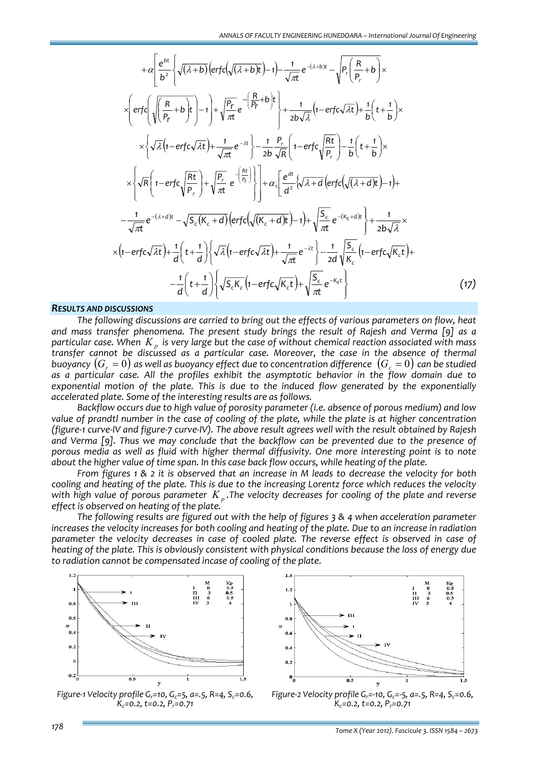$$
\begin{aligned}
&+\alpha\left[\frac{e^{bt}}{b^2}\left\{\sqrt{(\lambda+b)}\left(erfc\left(\sqrt{(\lambda+b)t}\right)-1\right)-\frac{1}{\sqrt{\pi t}}e^{-(\lambda+b)t}-\sqrt{P_r\left(\frac{R}{P_r}+b\right)}\times\right.\right.\\
&\times\left(erfc\left(\sqrt{\left(\frac{R}{P_r}+b\right)t}\right)-1\right)+\left.\sqrt{\frac{P_r}{\pi t}}e^{-\left(\frac{R}{P_r}+b\right)t}\right\}+\frac{1}{2b\sqrt{\lambda}}\left(1-erfc\sqrt{\lambda t}\right)+\frac{1}{b}\left(t+\frac{1}{b}\right)\times\\
&\times\left\{\sqrt{\lambda}\left(1-erfc\sqrt{\lambda t}\right)+\frac{1}{\sqrt{\pi t}}e^{-\lambda t}\right\}-\frac{1}{2b}\frac{P_r}{\sqrt{R}}\left(1-erfc\sqrt{\frac{Rt}{P_r}}\right)-\frac{1}{b}\left(t+\frac{1}{b}\right)\times\\
&\times\left.\left\{\sqrt{R}\left(1-erfc\sqrt{\frac{Rt}{P_r}}\right)+\sqrt{\frac{P_r}{\pi t}}e^{-\left(\frac{Rt}{P_r}\right)}\right\}\right]+\alpha_1\left[\frac{e^{dt}}{d^2}\left\{\sqrt{\lambda+d}\left(erfc\left(\sqrt{(\lambda+d)t}\right)-1\right)+\right.\right.\\
&-\frac{1}{\sqrt{\pi t}}e^{-(\lambda+d)t}-\sqrt{S_c(K_c+d)}\left(erfc\left(\sqrt{(K_c+d)t}\right)-1\right)+\left.\sqrt{\frac{S_c}{\pi t}}e^{-(K_c+d)t}\right\}+\frac{1}{2b\sqrt{\lambda}}\times\\
&\times\left(1-erfc\sqrt{\lambda t}\right)+\frac{1}{d}\left(t+\frac{1}{d}\right)\left\{\sqrt{\lambda}\left(1-erfc\sqrt{\lambda t}\right)+\frac{1}{\sqrt{\pi t}}e^{-\lambda t}\right\}-\frac{1}{2d}\sqrt{\frac{S_c}{K_c}}\left(1-erfc\sqrt{K_c t}\right)+\\
&-\frac{1}{d}\left(t+\frac{1}{d}\right)\left\{\sqrt{S_cK_c}\left(1-erfc\sqrt{K_c t}\right)+\sqrt{\frac{S_c}{\pi t}}e^{-K_c t}\right\}
\end{aligned}
\tag{17}
$$

## *RESULTS AND DISCUSSIONS*

*The following discussions are carried to bring out the effects of various parameters on flow, heat and mass transfer phenomena. The present study brings the result of Rajesh and Verma [9] as a particular case. When $K_p$ is very large but the case of without chemical reaction associated with mass transfer cannot be discussed as a particular case. Moreover, the case in the absence of thermal buoyancy $(G_r = 0)$ as well as buoyancy effect due to concentration difference $(G_c = 0)$ can be studied as a particular case. All the profiles exhibit the asymptotic behavior in the flow domain due to exponential motion of the plate. This is due to the induced flow generated by the exponentially accelerated plate. Some of the interesting results are as follows.*

*Backflow occurs due to high value of porosity parameter (i.e. absence of porous medium) and low value of prandtl number in the case of cooling of the plate, while the plate is at higher concentration (figure-1 curve-IV and figure-7 curve-IV). The above result agrees well with the result obtained by Rajesh and Verma [9]. Thus we may conclude that the backflow can be prevented due to the presence of porous media as well as fluid with higher thermal diffusivity. One more interesting point is to note about the higher value of time span. In this case back flow occurs, while heating of the plate.*

*From figures 1 & 2 it is observed that an increase in M leads to decrease the velocity for both cooling and heating of the plate. This is due to the increasing Lorentz force which reduces the velocity with high value of porous parameter $K_p$. The velocity decreases for cooling of the plate and reverse effect is observed on heating of the plate.*

*The following results are figured out with the help of figures 3 & 4 when acceleration parameter increases the velocity increases for both cooling and heating of the plate. Due to an increase in radiation parameter the velocity decreases in case of cooled plate. The reverse effect is observed in case of heating of the plate. This is obviously consistent with physical conditions because the loss of energy due to radiation cannot be compensated incase of cooling of the plate.*

*Figure-1 Velocity profile $G_r$=10, $G_c$=5, a=.5, R=4, $S_c$=0.6, $K_c$=0.2, t=0.2, $P_r$=0.71*

*Figure-2 Velocity profile $G_r$=-10, $G_c$=-5, a=.5, R=4, $S_c$=0.6, $K_c$=0.2, t=0.2, $P_r$=0.71*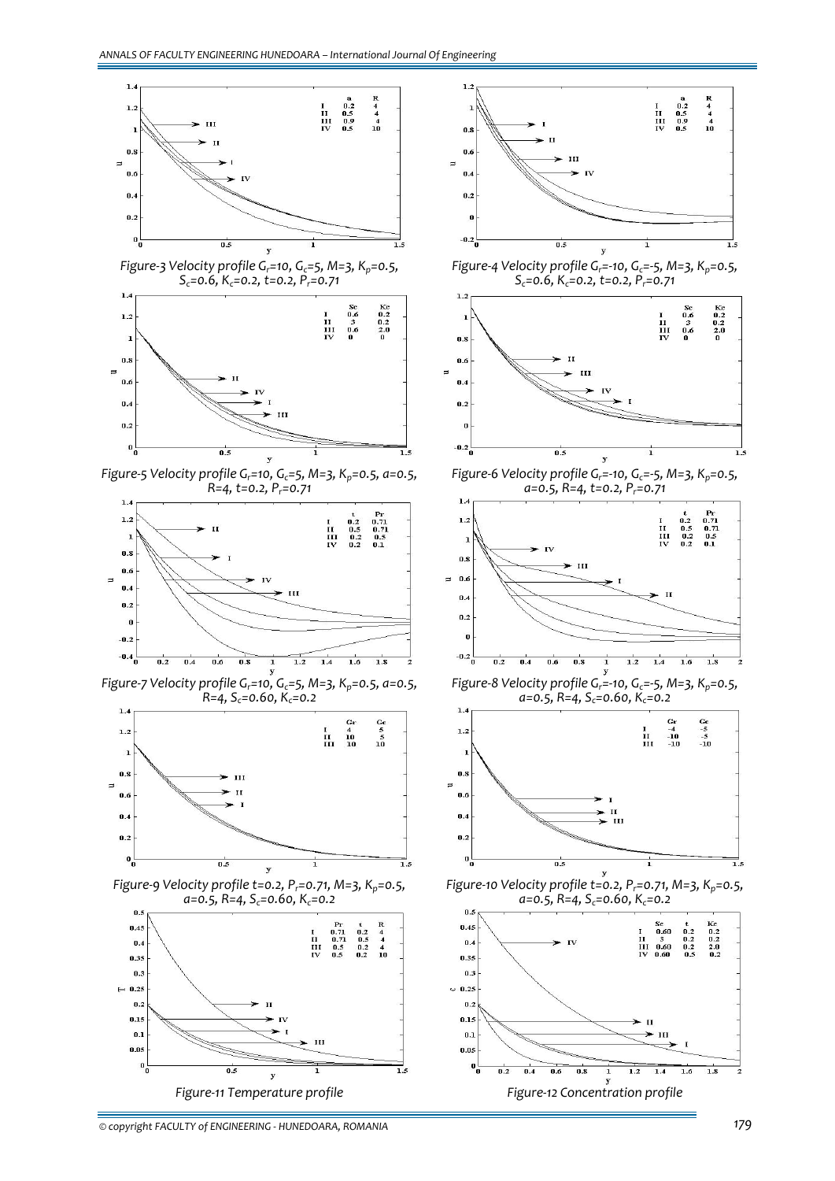Figure-3 Velocity profile $G_r$=10, $G_c$=5, M=3, $K_p$=0.5, $S_c$=0.6, $K_c$=0.2, t=0.2, $P_r$=0.71

Figure-4 Velocity profile $G_r$=-10, $G_c$=-5, M=3, $K_p$=0.5, $S_c$=0.6, $K_c$=0.2, t=0.2, $P_r$=0.71

Figure-5 Velocity profile $G_r$=10, $G_c$=5, M=3, $K_p$=0.5, a=0.5, R=4, t=0.2, $P_r$=0.71

Figure-6 Velocity profile $G_r$=-10, $G_c$=-5, M=3, $K_p$=0.5, a=0.5, R=4, t=0.2, $P_r$=0.71

Figure-7 Velocity profile $G_r$=10, $G_c$=5, M=3, $K_p$=0.5, a=0.5, R=4, $S_c$=0.60, $K_c$=0.2

Figure-8 Velocity profile $G_r$=-10, $G_c$=-5, M=3, $K_p$=0.5, a=0.5, R=4, $S_c$=0.60, $K_c$=0.2

Figure-9 Velocity profile t=0.2, $P_r$=0.71, M=3, $K_p$=0.5, a=0.5, R=4, $S_c$=0.60, $K_c$=0.2

Figure-10 Velocity profile t=0.2, $P_r$=0.71, M=3, $K_p$=0.5, a=0.5, R=4, $S_c$=0.60, $K_c$=0.2

Figure-11 Temperature profile

Figure-12 Concentration profile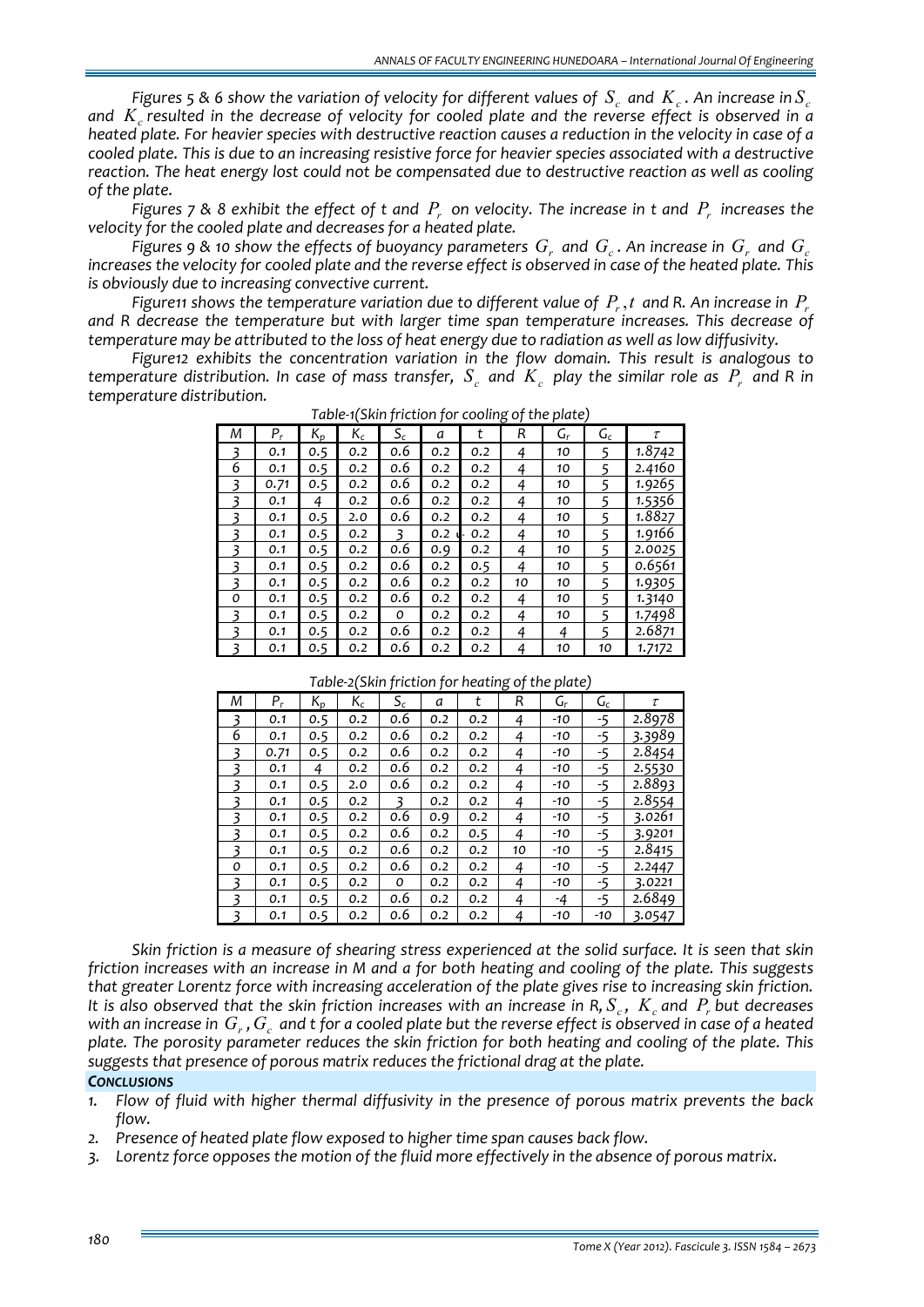*Figures 5 & 6 show the variation of velocity for different values of $S_c$ and $K_c$. An increase in $S_c$ and $K_c$ resulted in the decrease of velocity for cooled plate and the reverse effect is observed in a heated plate. For heavier species with destructive reaction causes a reduction in the velocity in case of a cooled plate. This is due to an increasing resistive force for heavier species associated with a destructive reaction. The heat energy lost could not be compensated due to destructive reaction as well as cooling of the plate.*

*Figures 7 & 8 exhibit the effect of t and $P_r$ on velocity. The increase in t and $P_r$ increases the velocity for the cooled plate and decreases for a heated plate.*

*Figures 9 & 10 show the effects of buoyancy parameters $G_r$ and $G_c$. An increase in $G_r$ and $G_c$ increases the velocity for cooled plate and the reverse effect is observed in case of the heated plate. This is obviously due to increasing convective current.*

*Figure11 shows the temperature variation due to different value of $P_r, t$ and R. An increase in $P_r$ and R decrease the temperature but with larger time span temperature increases. This decrease of temperature may be attributed to the loss of heat energy due to radiation as well as low diffusivity.*

*Figure12 exhibits the concentration variation in the flow domain. This result is analogous to temperature distribution. In case of mass transfer, $S_c$ and $K_c$ play the similar role as $P_r$ and R in temperature distribution.*

*Table-1(Skin friction for cooling of the plate)*

| M | $P_r$ | $K_p$ | $K_c$ | $S_c$ | a | t | R | $G_r$ | $G_c$ | $\tau$ |
|---|---|---|---|---|---|---|---|---|---|---|
| 3 | 0.1 | 0.5 | 0.2 | 0.6 | 0.2 | 0.2 | 4 | 10 | 5 | 1.8742 |
| 6 | 0.1 | 0.5 | 0.2 | 0.6 | 0.2 | 0.2 | 4 | 10 | 5 | 2.4160 |
| 3 | 0.71 | 0.5 | 0.2 | 0.6 | 0.2 | 0.2 | 4 | 10 | 5 | 1.9265 |
| 3 | 0.1 | 4 | 0.2 | 0.6 | 0.2 | 0.2 | 4 | 10 | 5 | 1.5356 |
| 3 | 0.1 | 0.5 | 2.0 | 0.6 | 0.2 | 0.2 | 4 | 10 | 5 | 1.8827 |
| 3 | 0.1 | 0.5 | 0.2 | 3 | 0.2 | 0.2 | 4 | 10 | 5 | 1.9166 |
| 3 | 0.1 | 0.5 | 0.2 | 0.6 | 0.9 | 0.2 | 4 | 10 | 5 | 2.0025 |
| 3 | 0.1 | 0.5 | 0.2 | 0.6 | 0.2 | 0.5 | 4 | 10 | 5 | 0.6561 |
| 3 | 0.1 | 0.5 | 0.2 | 0.6 | 0.2 | 0.2 | 10 | 10 | 5 | 1.9305 |
| 0 | 0.1 | 0.5 | 0.2 | 0.6 | 0.2 | 0.2 | 4 | 10 | 5 | 1.3140 |
| 3 | 0.1 | 0.5 | 0.2 | 0 | 0.2 | 0.2 | 4 | 10 | 5 | 1.7498 |
| 3 | 0.1 | 0.5 | 0.2 | 0.6 | 0.2 | 0.2 | 4 | 4 | 5 | 2.6871 |
| 3 | 0.1 | 0.5 | 0.2 | 0.6 | 0.2 | 0.2 | 4 | 10 | 10 | 1.7172 |

*Table-2(Skin friction for heating of the plate)*

| M | $P_r$ | $K_p$ | $K_c$ | $S_c$ | a | t | R | $G_r$ | $G_c$ | $\tau$ |
|---|---|---|---|---|---|---|---|---|---|---|
| 3 | 0.1 | 0.5 | 0.2 | 0.6 | 0.2 | 0.2 | 4 | -10 | -5 | 2.8978 |
| 6 | 0.1 | 0.5 | 0.2 | 0.6 | 0.2 | 0.2 | 4 | -10 | -5 | 3.3989 |
| 3 | 0.71 | 0.5 | 0.2 | 0.6 | 0.2 | 0.2 | 4 | -10 | -5 | 2.8454 |
| 3 | 0.1 | 4 | 0.2 | 0.6 | 0.2 | 0.2 | 4 | -10 | -5 | 2.5530 |
| 3 | 0.1 | 0.5 | 2.0 | 0.6 | 0.2 | 0.2 | 4 | -10 | -5 | 2.8893 |
| 3 | 0.1 | 0.5 | 0.2 | 3 | 0.2 | 0.2 | 4 | -10 | -5 | 2.8554 |
| 3 | 0.1 | 0.5 | 0.2 | 0.6 | 0.9 | 0.2 | 4 | -10 | -5 | 3.0261 |
| 3 | 0.1 | 0.5 | 0.2 | 0.6 | 0.2 | 0.5 | 4 | -10 | -5 | 3.9201 |
| 3 | 0.1 | 0.5 | 0.2 | 0.6 | 0.2 | 0.2 | 10 | -10 | -5 | 2.8415 |
| 0 | 0.1 | 0.5 | 0.2 | 0.6 | 0.2 | 0.2 | 4 | -10 | -5 | 2.2447 |
| 3 | 0.1 | 0.5 | 0.2 | 0 | 0.2 | 0.2 | 4 | -10 | -5 | 3.0221 |
| 3 | 0.1 | 0.5 | 0.2 | 0.6 | 0.2 | 0.2 | 4 | -4 | -5 | 2.6849 |
| 3 | 0.1 | 0.5 | 0.2 | 0.6 | 0.2 | 0.2 | 4 | -10 | -10 | 3.0547 |

*Skin friction is a measure of shearing stress experienced at the solid surface. It is seen that skin friction increases with an increase in M and a for both heating and cooling of the plate. This suggests that greater Lorentz force with increasing acceleration of the plate gives rise to increasing skin friction. It is also observed that the skin friction increases with an increase in R, $S_c$, $K_c$ and $P_r$ but decreases with an increase in $G_r$, $G_c$ and t for a cooled plate but the reverse effect is observed in case of a heated plate. The porosity parameter reduces the skin friction for both heating and cooling of the plate. This suggests that presence of porous matrix reduces the frictional drag at the plate.*

## ***CONCLUSIONS***

1. *Flow of fluid with higher thermal diffusivity in the presence of porous matrix prevents the back flow.*
2. *Presence of heated plate flow exposed to higher time span causes back flow.*
3. *Lorentz force opposes the motion of the fluid more effectively in the absence of porous matrix.*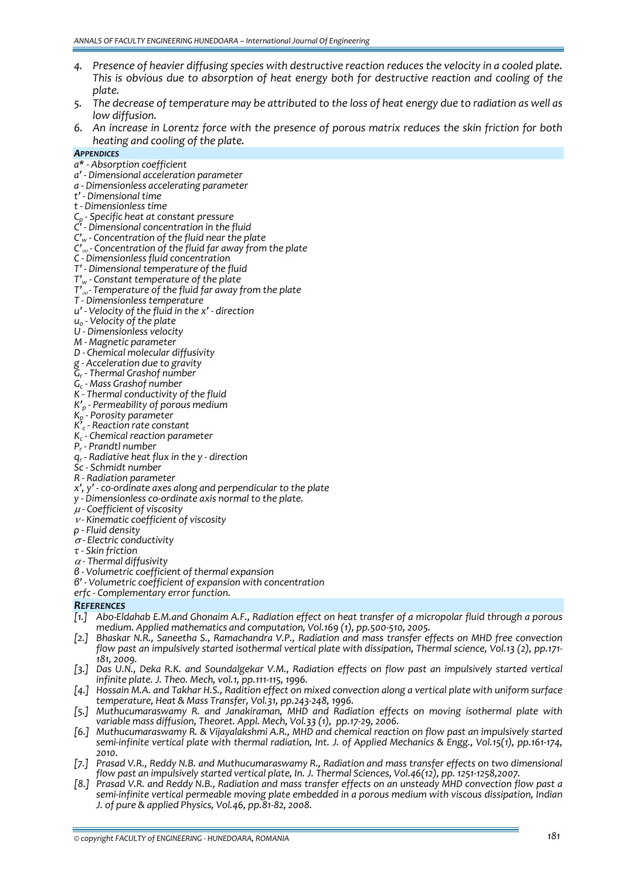4. *Presence of heavier diffusing species with destructive reaction reduces the velocity in a cooled plate. This is obvious due to absorption of heat energy both for destructive reaction and cooling of the plate.*
5. *The decrease of temperature may be attributed to the loss of heat energy due to radiation as well as low diffusion.*
6. *An increase in Lorentz force with the presence of porous matrix reduces the skin friction for both heating and cooling of the plate.*

## *APPENDICES*

*$a^*$ - Absorption coefficient*
*$a'$ - Dimensional acceleration parameter*
*$a$ - Dimensionless accelerating parameter*
*$t'$ - Dimensional time*
*$t$ - Dimensionless time*
*$C_p$ - Specific heat at constant pressure*
*$C'$ - Dimensional concentration in the fluid*
*$C'_w$ - Concentration of the fluid near the plate*
*$C'_\infty$ - Concentration of the fluid far away from the plate*
*$C$ - Dimensionless fluid concentration*
*$T'$ - Dimensional temperature of the fluid*
*$T'_w$ - Constant temperature of the plate*
*$T'_\infty$ - Temperature of the fluid far away from the plate*
*$T$ - Dimensionless temperature*
*$u'$ - Velocity of the fluid in the $x'$ - direction*
*$u_0$ - Velocity of the plate*
*$U$ - Dimensionless velocity*
*$M$ - Magnetic parameter*
*$D$ - Chemical molecular diffusivity*
*$g$ - Acceleration due to gravity*
*$G_r$ - Thermal Grashof number*
*$G_c$ - Mass Grashof number*
*$K$ - Thermal conductivity of the fluid*
*$K'_p$ - Permeability of porous medium*
*$K_p$ - Porosity parameter*
*$K'_c$ - Reaction rate constant*
*$K_c$ - Chemical reaction parameter*
*$P_r$ - Prandtl number*
*$q_r$ - Radiative heat flux in the y - direction*
*$Sc$ - Schmidt number*
*$R$ - Radiation parameter*
*$x'$, $y'$ - co-ordinate axes along and perpendicular to the plate*
*$y$ - Dimensionless co-ordinate axis normal to the plate.*
*$\mu$ - Coefficient of viscosity*
*$\nu$ - Kinematic coefficient of viscosity*
*$\rho$ - Fluid density*
*$\sigma$ - Electric conductivity*
*$\tau$ - Skin friction*
*$\alpha$ - Thermal diffusivity*
*$\beta$ - Volumetric coefficient of thermal expansion*
*$\beta'$ - Volumetric coefficient of expansion with concentration*
*erfc - Complementary error function.*

## *REFERENCES*

[1.] *Abo-Eldahab E.M.and Ghonaim A.F., Radiation effect on heat transfer of a micropolar fluid through a porous medium. Applied mathematics and computation, Vol.169 (1), pp.500-510, 2005.*

[2.] *Bhaskar N.R., Saneetha S., Ramachandra V.P., Radiation and mass transfer effects on MHD free convection flow past an impulsively started isothermal vertical plate with dissipation, Thermal science, Vol.13 (2), pp.171-181, 2009.*

[3.] *Das U.N., Deka R.K. and Soundalgekar V.M., Radiation effects on flow past an impulsively started vertical infinite plate. J. Theo. Mech, vol.1, pp.111-115, 1996.*

[4.] *Hossain M.A. and Takhar H.S., Radition effect on mixed convection along a vertical plate with uniform surface temperature, Heat & Mass Transfer, Vol.31, pp.243-248, 1996.*

[5.] *Muthucumaraswamy R. and Janakiraman, MHD and Radiation effects on moving isothermal plate with variable mass diffusion, Theoret. Appl. Mech, Vol.33 (1), pp.17-29, 2006.*

[6.] *Muthucumaraswamy R. & Vijayalakshmi A.R., MHD and chemical reaction on flow past an impulsively started semi-infinite vertical plate with thermal radiation, Int. J. of Applied Mechanics & Engg., Vol.15(1), pp.161-174, 2010.*

[7.] *Prasad V.R., Reddy N.B. and Muthucumaraswamy R., Radiation and mass transfer effects on two dimensional flow past an impulsively started vertical plate, In. J. Thermal Sciences, Vol.46(12), pp. 1251-1258,2007.*

[8.] *Prasad V.R. and Reddy N.B., Radiation and mass transfer effects on an unsteady MHD convection flow past a semi-infinite vertical permeable moving plate embedded in a porous medium with viscous dissipation, Indian J. of pure & applied Physics, Vol.46, pp.81-82, 2008.*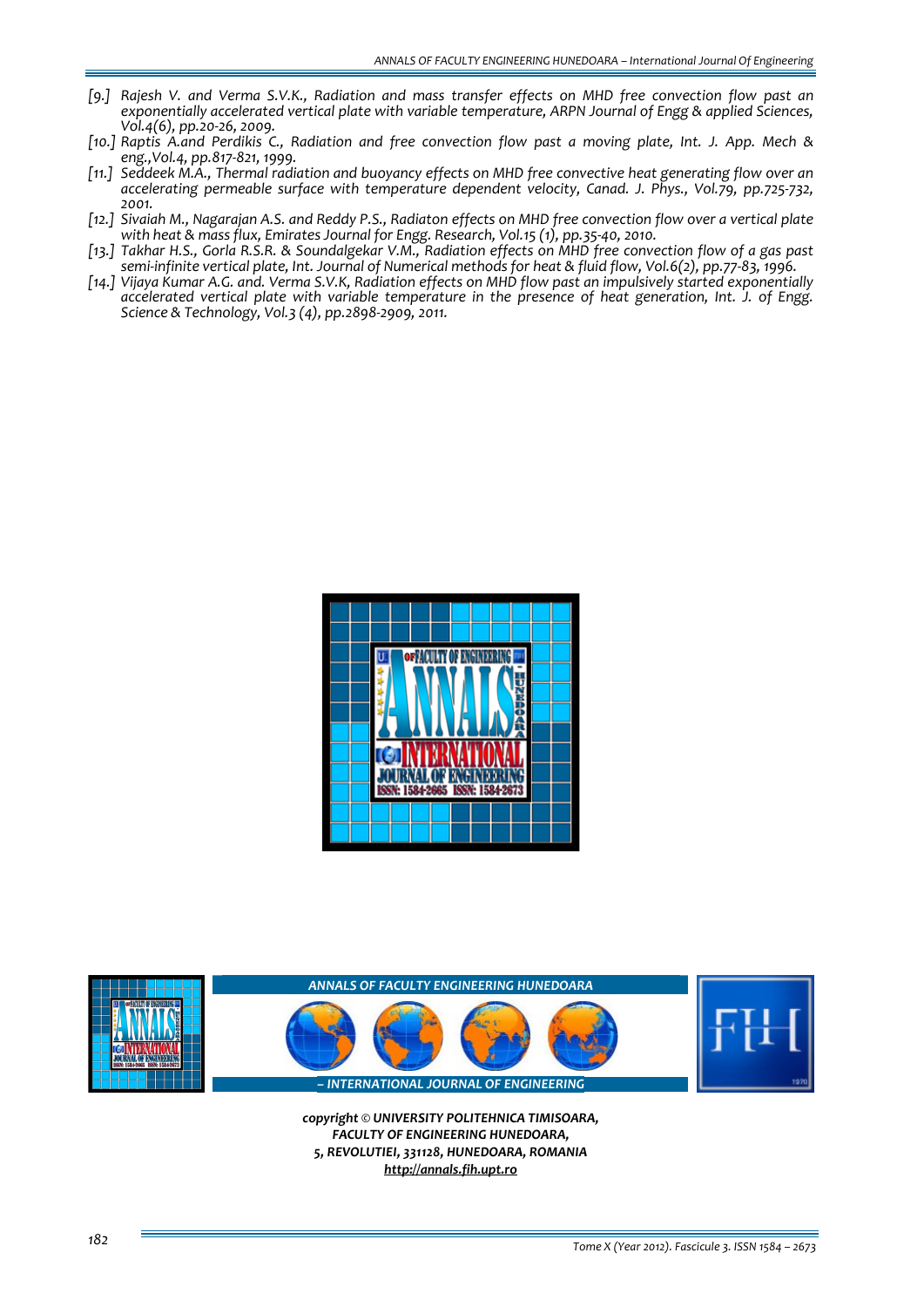[9.] Rajesh V. and Verma S.V.K., Radiation and mass transfer effects on MHD free convection flow past an exponentially accelerated vertical plate with variable temperature, ARPN Journal of Engg & applied Sciences, Vol.4(6), pp.20-26, 2009.

[10.] Raptis A.and Perdikis C., Radiation and free convection flow past a moving plate, Int. J. App. Mech & eng.,Vol.4, pp.817-821, 1999.

[11.] Seddeek M.A., Thermal radiation and buoyancy effects on MHD free convective heat generating flow over an accelerating permeable surface with temperature dependent velocity, Canad. J. Phys., Vol.79, pp.725-732, 2001.

[12.] Sivaiah M., Nagarajan A.S. and Reddy P.S., Radiaton effects on MHD free convection flow over a vertical plate with heat & mass flux, Emirates Journal for Engg. Research, Vol.15 (1), pp.35-40, 2010.

[13.] Takhar H.S., Gorla R.S.R. & Soundalgekar V.M., Radiation effects on MHD free convection flow of a gas past semi-infinite vertical plate, Int. Journal of Numerical methods for heat & fluid flow, Vol.6(2), pp.77-83, 1996.

[14.] Vijaya Kumar A.G. and. Verma S.V.K, Radiation effects on MHD flow past an impulsively started exponentially accelerated vertical plate with variable temperature in the presence of heat generation, Int. J. of Engg. Science & Technology, Vol.3 (4), pp.2898-2909, 2011.

ANNALS OF FACULTY ENGINEERING HUNEDOARA

– INTERNATIONAL JOURNAL OF ENGINEERING

*copyright © UNIVERSITY POLITEHNICA TIMISOARA,*
*FACULTY OF ENGINEERING HUNEDOARA,*
*5, REVOLUTIEI, 331128, HUNEDOARA, ROMANIA*
*http://annals.fih.upt.ro*